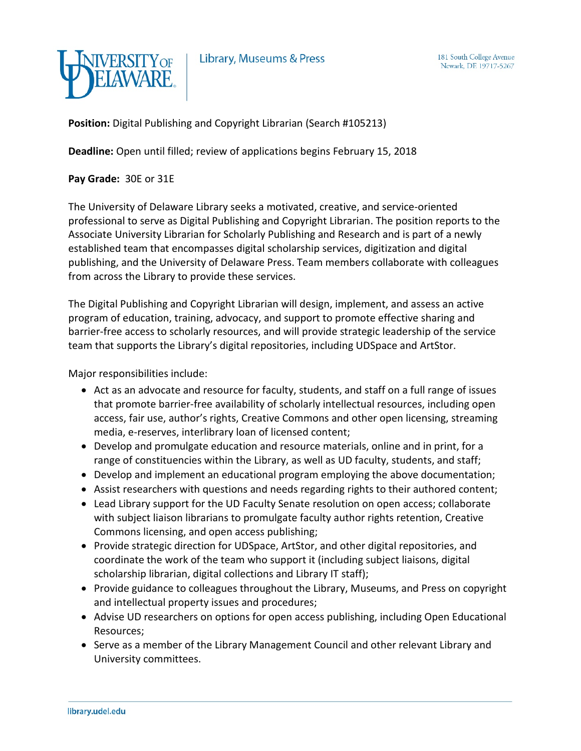University of Delaware | Library, Museums & Press

181 South College Avenue
Newark, DE 19717-5267

**Position:** Digital Publishing and Copyright Librarian (Search #105213)

**Deadline:** Open until filled; review of applications begins February 15, 2018

**Pay Grade:** 30E or 31E

The University of Delaware Library seeks a motivated, creative, and service-oriented professional to serve as Digital Publishing and Copyright Librarian. The position reports to the Associate University Librarian for Scholarly Publishing and Research and is part of a newly established team that encompasses digital scholarship services, digitization and digital publishing, and the University of Delaware Press. Team members collaborate with colleagues from across the Library to provide these services.

The Digital Publishing and Copyright Librarian will design, implement, and assess an active program of education, training, advocacy, and support to promote effective sharing and barrier-free access to scholarly resources, and will provide strategic leadership of the service team that supports the Library's digital repositories, including UDSpace and ArtStor.

Major responsibilities include:

- Act as an advocate and resource for faculty, students, and staff on a full range of issues that promote barrier-free availability of scholarly intellectual resources, including open access, fair use, author's rights, Creative Commons and other open licensing, streaming media, e-reserves, interlibrary loan of licensed content;
- Develop and promulgate education and resource materials, online and in print, for a range of constituencies within the Library, as well as UD faculty, students, and staff;
- Develop and implement an educational program employing the above documentation;
- Assist researchers with questions and needs regarding rights to their authored content;
- Lead Library support for the UD Faculty Senate resolution on open access; collaborate with subject liaison librarians to promulgate faculty author rights retention, Creative Commons licensing, and open access publishing;
- Provide strategic direction for UDSpace, ArtStor, and other digital repositories, and coordinate the work of the team who support it (including subject liaisons, digital scholarship librarian, digital collections and Library IT staff);
- Provide guidance to colleagues throughout the Library, Museums, and Press on copyright and intellectual property issues and procedures;
- Advise UD researchers on options for open access publishing, including Open Educational Resources;
- Serve as a member of the Library Management Council and other relevant Library and University committees.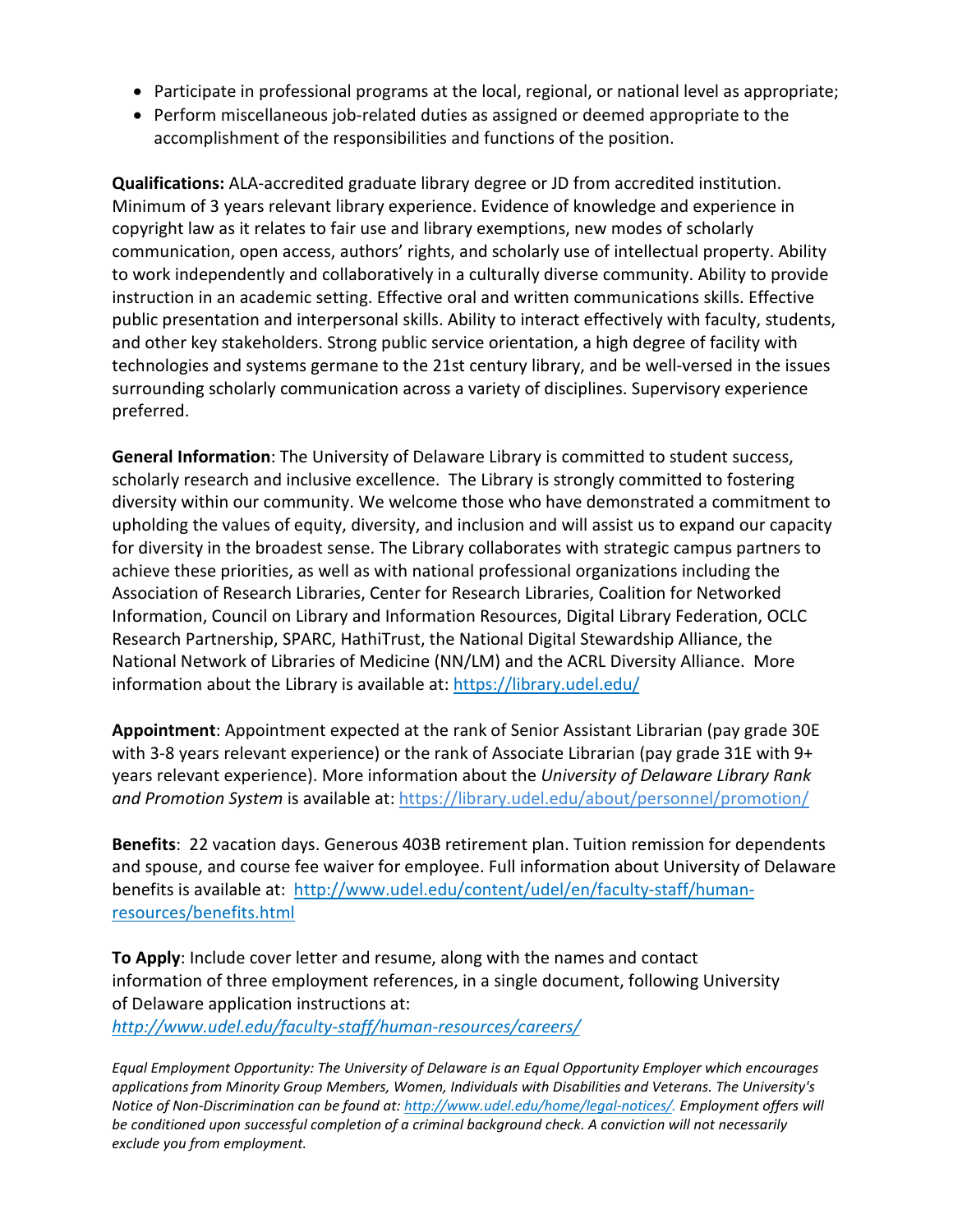- Participate in professional programs at the local, regional, or national level as appropriate;
- Perform miscellaneous job-related duties as assigned or deemed appropriate to the accomplishment of the responsibilities and functions of the position.

**Qualifications:** ALA-accredited graduate library degree or JD from accredited institution. Minimum of 3 years relevant library experience. Evidence of knowledge and experience in copyright law as it relates to fair use and library exemptions, new modes of scholarly communication, open access, authors' rights, and scholarly use of intellectual property. Ability to work independently and collaboratively in a culturally diverse community. Ability to provide instruction in an academic setting. Effective oral and written communications skills. Effective public presentation and interpersonal skills. Ability to interact effectively with faculty, students, and other key stakeholders. Strong public service orientation, a high degree of facility with technologies and systems germane to the 21st century library, and be well-versed in the issues surrounding scholarly communication across a variety of disciplines. Supervisory experience preferred.

**General Information**: The University of Delaware Library is committed to student success, scholarly research and inclusive excellence. The Library is strongly committed to fostering diversity within our community. We welcome those who have demonstrated a commitment to upholding the values of equity, diversity, and inclusion and will assist us to expand our capacity for diversity in the broadest sense. The Library collaborates with strategic campus partners to achieve these priorities, as well as with national professional organizations including the Association of Research Libraries, Center for Research Libraries, Coalition for Networked Information, Council on Library and Information Resources, Digital Library Federation, OCLC Research Partnership, SPARC, HathiTrust, the National Digital Stewardship Alliance, the National Network of Libraries of Medicine (NN/LM) and the ACRL Diversity Alliance. More information about the Library is available at: https://library.udel.edu/

**Appointment**: Appointment expected at the rank of Senior Assistant Librarian (pay grade 30E with 3-8 years relevant experience) or the rank of Associate Librarian (pay grade 31E with 9+ years relevant experience). More information about the *University of Delaware Library Rank and Promotion System* is available at: https://library.udel.edu/about/personnel/promotion/

**Benefits**: 22 vacation days. Generous 403B retirement plan. Tuition remission for dependents and spouse, and course fee waiver for employee. Full information about University of Delaware benefits is available at: http://www.udel.edu/content/udel/en/faculty-staff/human-resources/benefits.html

**To Apply**: Include cover letter and resume, along with the names and contact information of three employment references, in a single document, following University of Delaware application instructions at:
*http://www.udel.edu/faculty-staff/human-resources/careers/*

*Equal Employment Opportunity: The University of Delaware is an Equal Opportunity Employer which encourages applications from Minority Group Members, Women, Individuals with Disabilities and Veterans. The University's Notice of Non-Discrimination can be found at: http://www.udel.edu/home/legal-notices/. Employment offers will be conditioned upon successful completion of a criminal background check. A conviction will not necessarily exclude you from employment.*